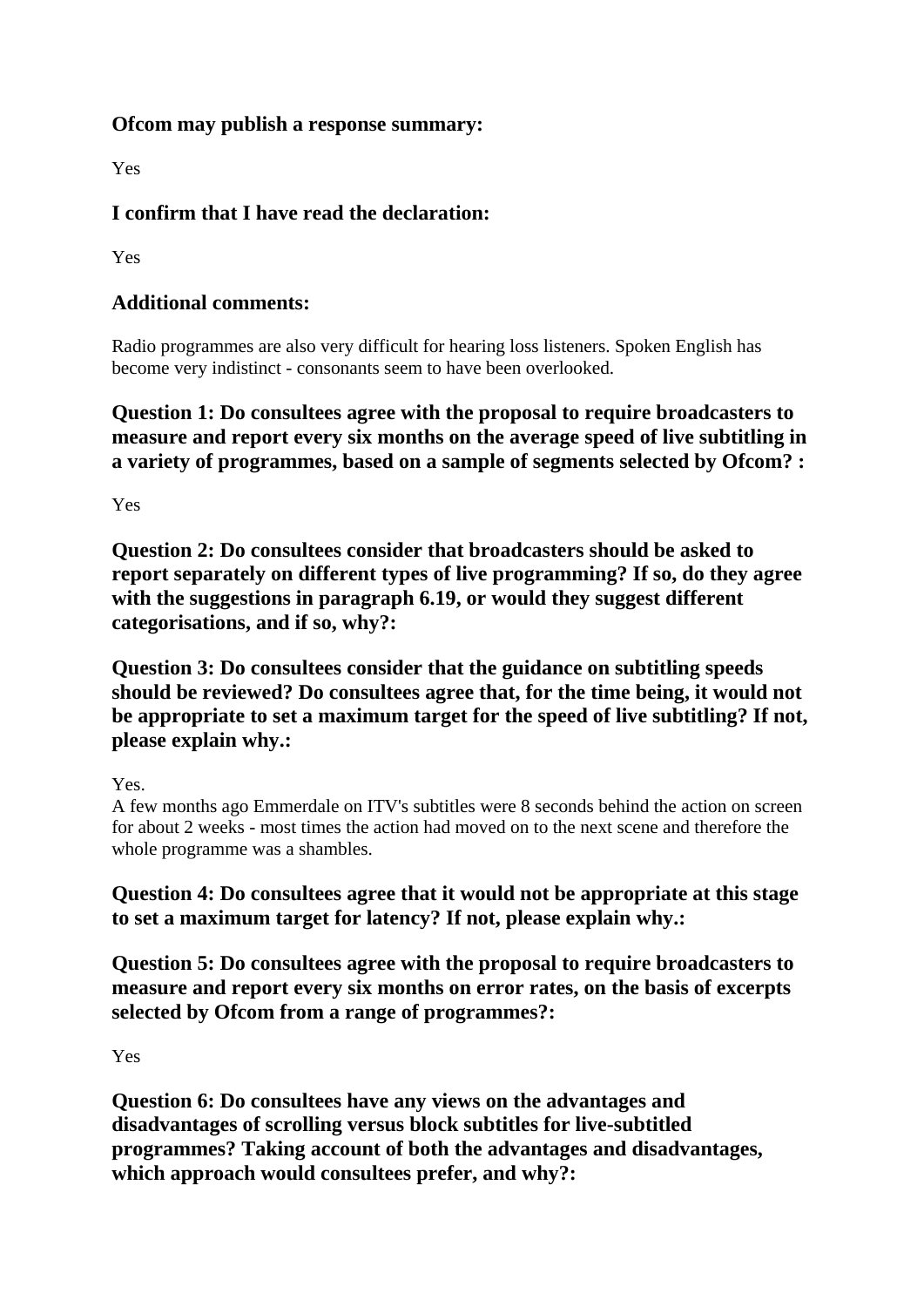### Ofcom may publish a response summary:

Yes

### I confirm that I have read the declaration:

Yes

### Additional comments:

Radio programmes are also very difficult for hearing loss listeners. Spoken English has become very indistinct - consonants seem to have been overlooked.

### Question 1: Do consultees agree with the proposal to require broadcasters to measure and report every six months on the average speed of live subtitling in a variety of programmes, based on a sample of segments selected by Ofcom? :

Yes

### Question 2: Do consultees consider that broadcasters should be asked to report separately on different types of live programming? If so, do they agree with the suggestions in paragraph 6.19, or would they suggest different categorisations, and if so, why?:

### Question 3: Do consultees consider that the guidance on subtitling speeds should be reviewed? Do consultees agree that, for the time being, it would not be appropriate to set a maximum target for the speed of live subtitling? If not, please explain why.:

Yes.
A few months ago Emmerdale on ITV's subtitles were 8 seconds behind the action on screen for about 2 weeks - most times the action had moved on to the next scene and therefore the whole programme was a shambles.

### Question 4: Do consultees agree that it would not be appropriate at this stage to set a maximum target for latency? If not, please explain why.:

### Question 5: Do consultees agree with the proposal to require broadcasters to measure and report every six months on error rates, on the basis of excerpts selected by Ofcom from a range of programmes?:

Yes

### Question 6: Do consultees have any views on the advantages and disadvantages of scrolling versus block subtitles for live-subtitled programmes? Taking account of both the advantages and disadvantages, which approach would consultees prefer, and why?: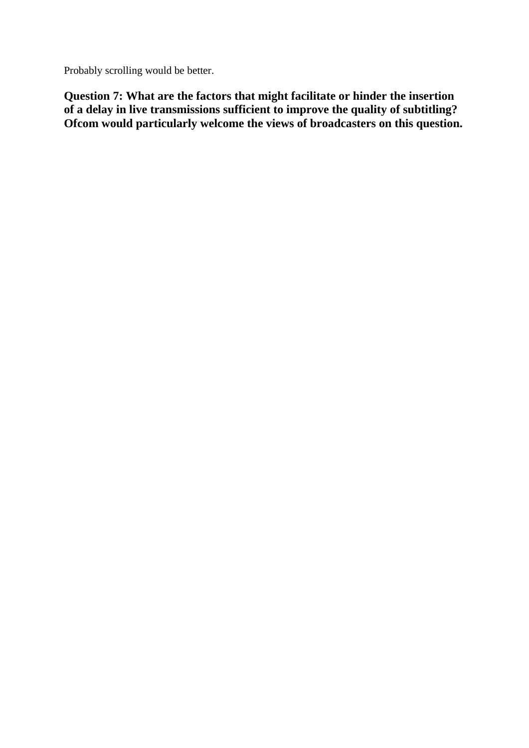Probably scrolling would be better.

**Question 7: What are the factors that might facilitate or hinder the insertion of a delay in live transmissions sufficient to improve the quality of subtitling? Ofcom would particularly welcome the views of broadcasters on this question.**